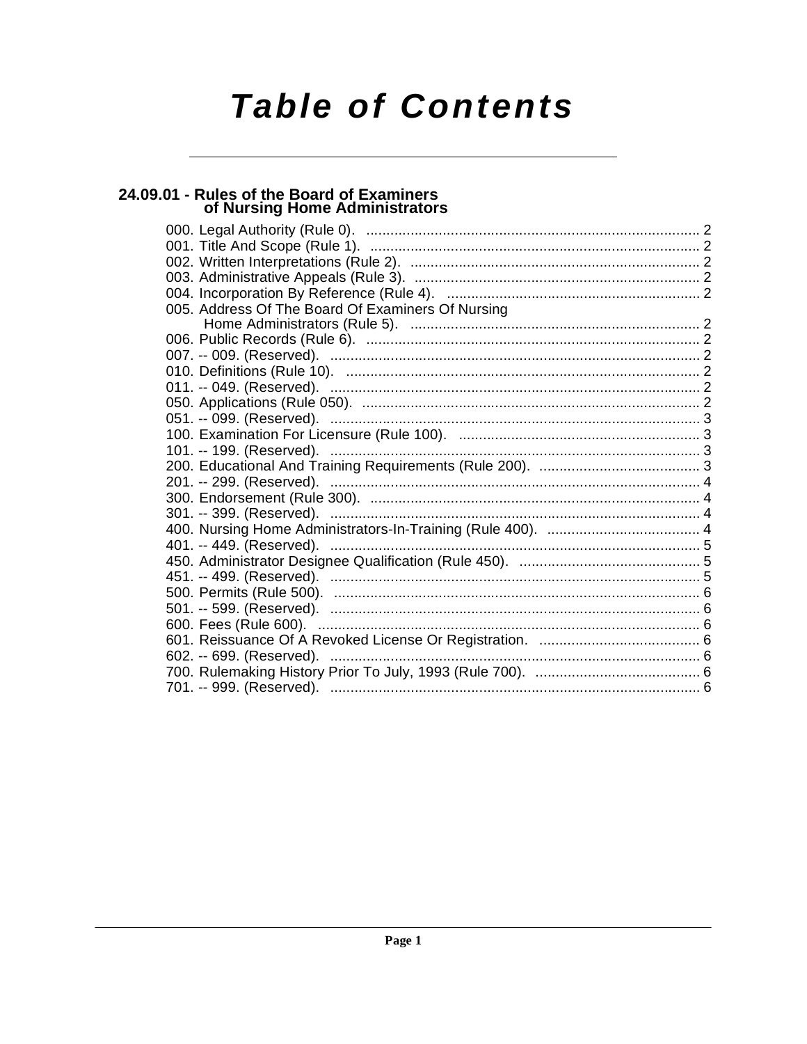# Table of Contents

## 24.09.01 - Rules of the Board of Examiners of Nursing Home Administrators

000. Legal Authority (Rule 0). .......... 2
001. Title And Scope (Rule 1). .......... 2
002. Written Interpretations (Rule 2). .......... 2
003. Administrative Appeals (Rule 3). .......... 2
004. Incorporation By Reference (Rule 4). .......... 2
005. Address Of The Board Of Examiners Of Nursing Home Administrators (Rule 5). .......... 2
006. Public Records (Rule 6). .......... 2
007. -- 009. (Reserved). .......... 2
010. Definitions (Rule 10). .......... 2
011. -- 049. (Reserved). .......... 2
050. Applications (Rule 050). .......... 2
051. -- 099. (Reserved). .......... 3
100. Examination For Licensure (Rule 100). .......... 3
101. -- 199. (Reserved). .......... 3
200. Educational And Training Requirements (Rule 200). .......... 3
201. -- 299. (Reserved). .......... 4
300. Endorsement (Rule 300). .......... 4
301. -- 399. (Reserved). .......... 4
400. Nursing Home Administrators-In-Training (Rule 400). .......... 4
401. -- 449. (Reserved). .......... 5
450. Administrator Designee Qualification (Rule 450). .......... 5
451. -- 499. (Reserved). .......... 5
500. Permits (Rule 500). .......... 6
501. -- 599. (Reserved). .......... 6
600. Fees (Rule 600). .......... 6
601. Reissuance Of A Revoked License Or Registration. .......... 6
602. -- 699. (Reserved). .......... 6
700. Rulemaking History Prior To July, 1993 (Rule 700). .......... 6
701. -- 999. (Reserved). .......... 6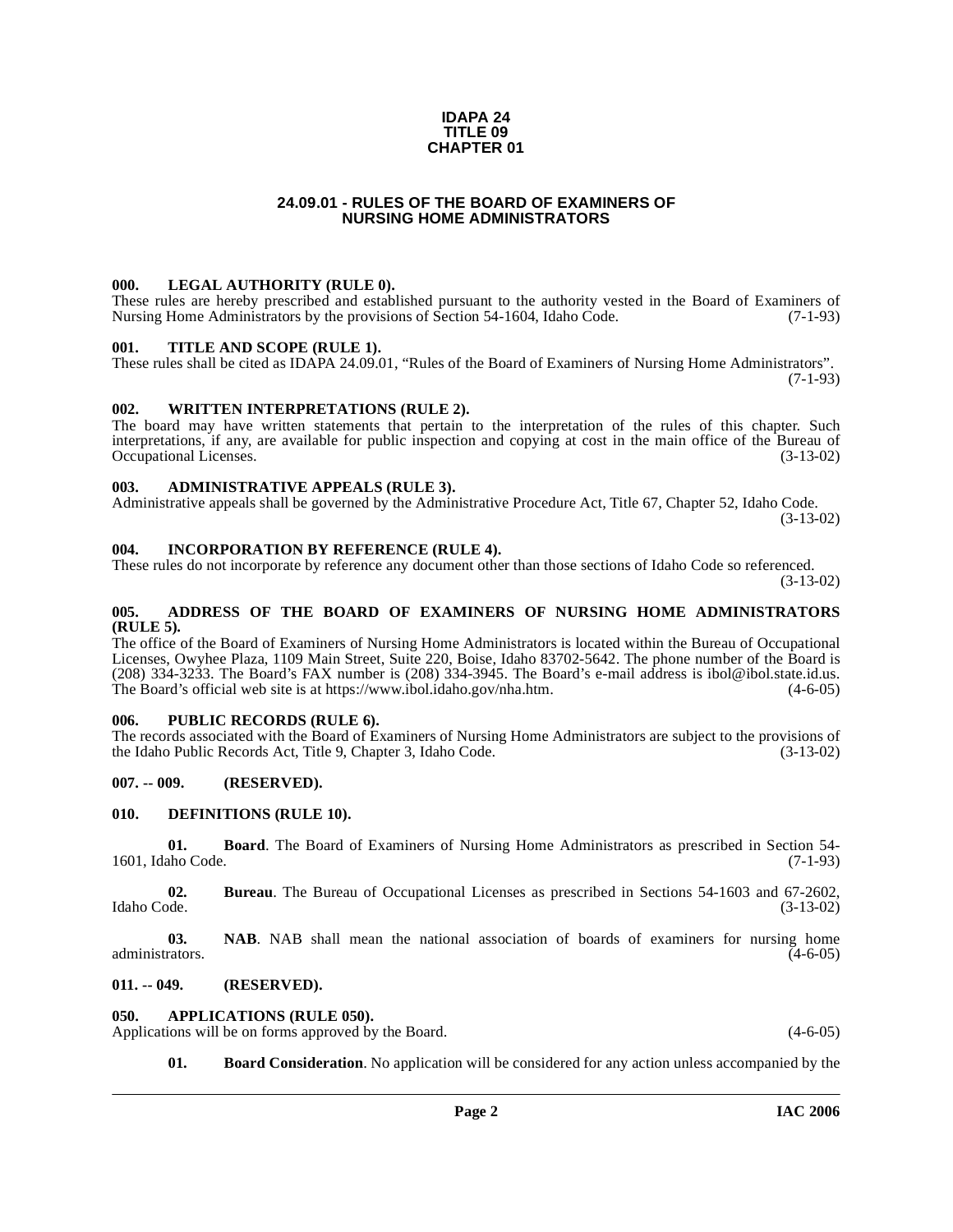**IDAPA 24**
**TITLE 09**
**CHAPTER 01**

## 24.09.01 - RULES OF THE BOARD OF EXAMINERS OF NURSING HOME ADMINISTRATORS

### 000. LEGAL AUTHORITY (RULE 0).

These rules are hereby prescribed and established pursuant to the authority vested in the Board of Examiners of Nursing Home Administrators by the provisions of Section 54-1604, Idaho Code. (7-1-93)

### 001. TITLE AND SCOPE (RULE 1).

These rules shall be cited as IDAPA 24.09.01, "Rules of the Board of Examiners of Nursing Home Administrators". (7-1-93)

### 002. WRITTEN INTERPRETATIONS (RULE 2).

The board may have written statements that pertain to the interpretation of the rules of this chapter. Such interpretations, if any, are available for public inspection and copying at cost in the main office of the Bureau of Occupational Licenses. (3-13-02)

### 003. ADMINISTRATIVE APPEALS (RULE 3).

Administrative appeals shall be governed by the Administrative Procedure Act, Title 67, Chapter 52, Idaho Code. (3-13-02)

### 004. INCORPORATION BY REFERENCE (RULE 4).

These rules do not incorporate by reference any document other than those sections of Idaho Code so referenced. (3-13-02)

### 005. ADDRESS OF THE BOARD OF EXAMINERS OF NURSING HOME ADMINISTRATORS (RULE 5).

The office of the Board of Examiners of Nursing Home Administrators is located within the Bureau of Occupational Licenses, Owyhee Plaza, 1109 Main Street, Suite 220, Boise, Idaho 83702-5642. The phone number of the Board is (208) 334-3233. The Board's FAX number is (208) 334-3945. The Board's e-mail address is ibol@ibol.state.id.us. The Board's official web site is at https://www.ibol.idaho.gov/nha.htm. (4-6-05)

### 006. PUBLIC RECORDS (RULE 6).

The records associated with the Board of Examiners of Nursing Home Administrators are subject to the provisions of the Idaho Public Records Act, Title 9, Chapter 3, Idaho Code. (3-13-02)

### 007. -- 009. (RESERVED).

### 010. DEFINITIONS (RULE 10).

**01. Board**. The Board of Examiners of Nursing Home Administrators as prescribed in Section 54-1601, Idaho Code. (7-1-93)

**02. Bureau**. The Bureau of Occupational Licenses as prescribed in Sections 54-1603 and 67-2602, Idaho Code. (3-13-02)

**03. NAB**. NAB shall mean the national association of boards of examiners for nursing home administrators. (4-6-05)

### 011. -- 049. (RESERVED).

### 050. APPLICATIONS (RULE 050).

Applications will be on forms approved by the Board. (4-6-05)

**01. Board Consideration**. No application will be considered for any action unless accompanied by the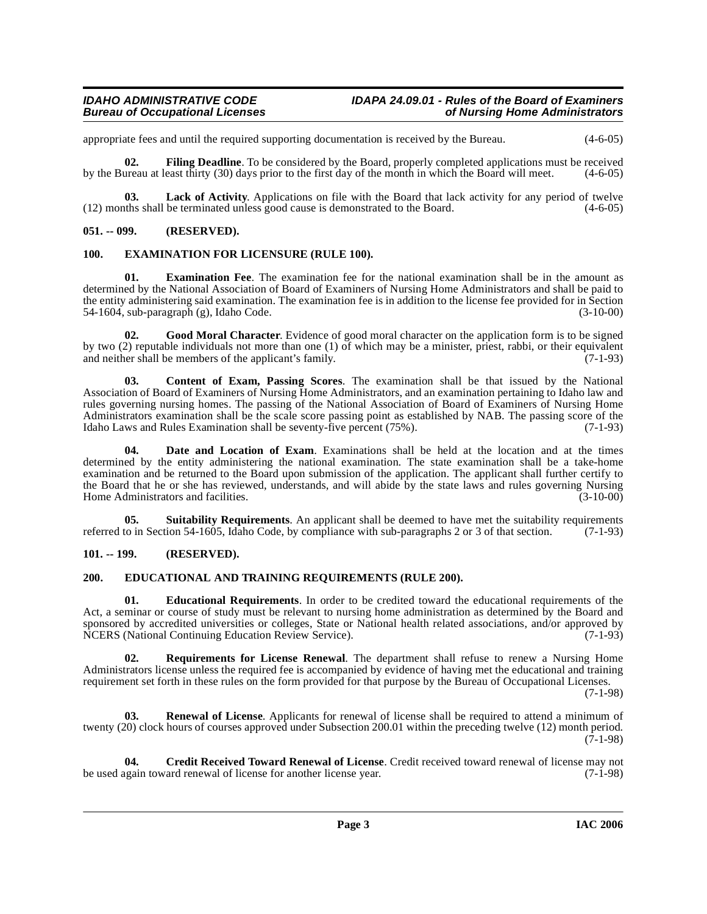appropriate fees and until the required supporting documentation is received by the Bureau. (4-6-05)

**02. Filing Deadline**. To be considered by the Board, properly completed applications must be received by the Bureau at least thirty (30) days prior to the first day of the month in which the Board will meet. (4-6-05)

**03. Lack of Activity**. Applications on file with the Board that lack activity for any period of twelve (12) months shall be terminated unless good cause is demonstrated to the Board. (4-6-05)

## 051. -- 099. (RESERVED).

## 100. EXAMINATION FOR LICENSURE (RULE 100).

**01. Examination Fee**. The examination fee for the national examination shall be in the amount as determined by the National Association of Board of Examiners of Nursing Home Administrators and shall be paid to the entity administering said examination. The examination fee is in addition to the license fee provided for in Section 54-1604, sub-paragraph (g), Idaho Code. (3-10-00)

**02. Good Moral Character**. Evidence of good moral character on the application form is to be signed by two (2) reputable individuals not more than one (1) of which may be a minister, priest, rabbi, or their equivalent and neither shall be members of the applicant's family. (7-1-93)

**03. Content of Exam, Passing Scores**. The examination shall be that issued by the National Association of Board of Examiners of Nursing Home Administrators, and an examination pertaining to Idaho law and rules governing nursing homes. The passing of the National Association of Board of Examiners of Nursing Home Administrators examination shall be the scale score passing point as established by NAB. The passing score of the Idaho Laws and Rules Examination shall be seventy-five percent (75%). (7-1-93)

**04. Date and Location of Exam**. Examinations shall be held at the location and at the times determined by the entity administering the national examination. The state examination shall be a take-home examination and be returned to the Board upon submission of the application. The applicant shall further certify to the Board that he or she has reviewed, understands, and will abide by the state laws and rules governing Nursing Home Administrators and facilities. (3-10-00)

**05. Suitability Requirements**. An applicant shall be deemed to have met the suitability requirements referred to in Section 54-1605, Idaho Code, by compliance with sub-paragraphs 2 or 3 of that section. (7-1-93)

## 101. -- 199. (RESERVED).

## 200. EDUCATIONAL AND TRAINING REQUIREMENTS (RULE 200).

**01. Educational Requirements**. In order to be credited toward the educational requirements of the Act, a seminar or course of study must be relevant to nursing home administration as determined by the Board and sponsored by accredited universities or colleges, State or National health related associations, and/or approved by NCERS (National Continuing Education Review Service). (7-1-93)

**02. Requirements for License Renewal**. The department shall refuse to renew a Nursing Home Administrators license unless the required fee is accompanied by evidence of having met the educational and training requirement set forth in these rules on the form provided for that purpose by the Bureau of Occupational Licenses. (7-1-98)

**03. Renewal of License**. Applicants for renewal of license shall be required to attend a minimum of twenty (20) clock hours of courses approved under Subsection 200.01 within the preceding twelve (12) month period. (7-1-98)

**04. Credit Received Toward Renewal of License**. Credit received toward renewal of license may not be used again toward renewal of license for another license year. (7-1-98)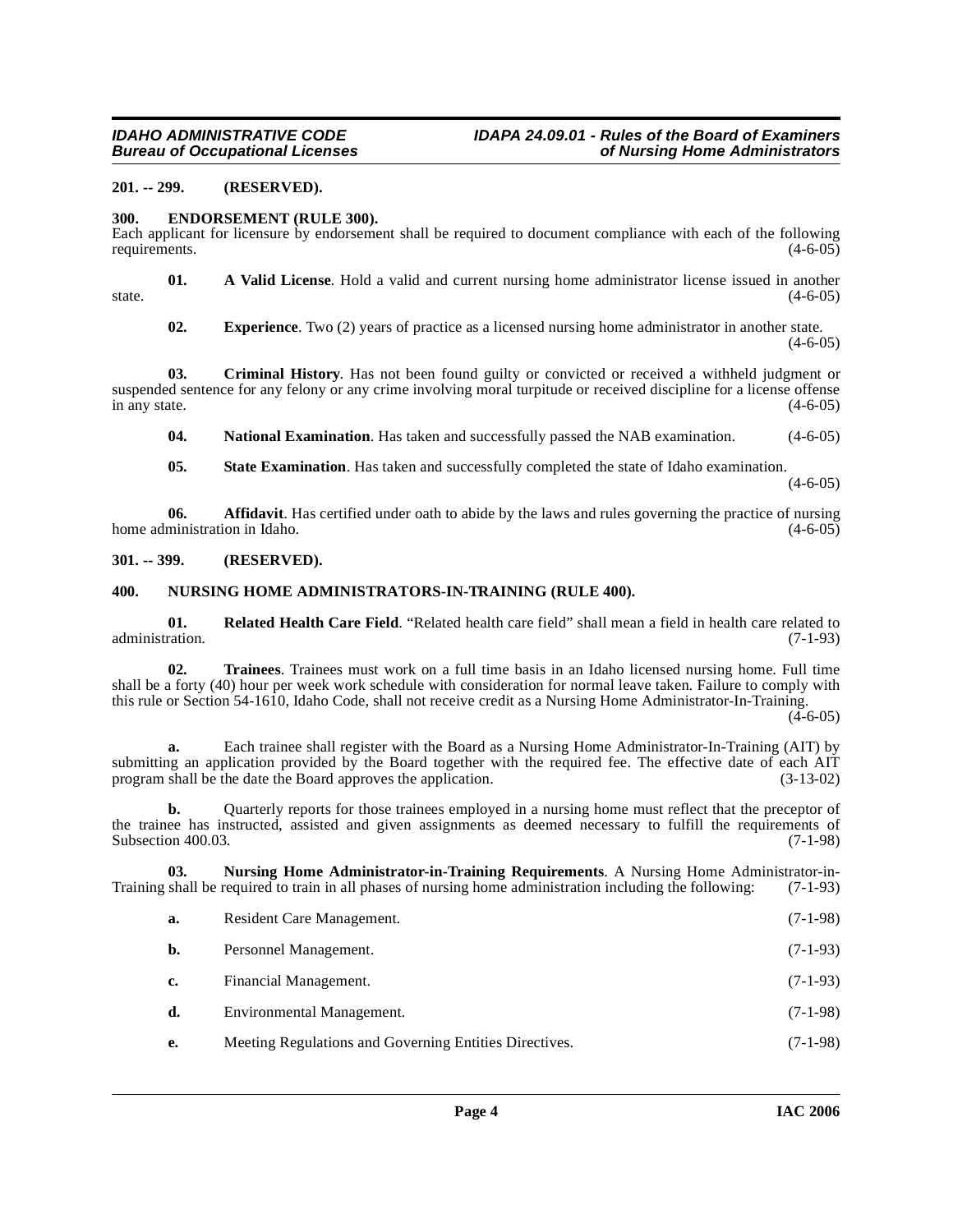### 201. -- 299. (RESERVED).

### 300. ENDORSEMENT (RULE 300).

Each applicant for licensure by endorsement shall be required to document compliance with each of the following requirements. (4-6-05)

**01. A Valid License**. Hold a valid and current nursing home administrator license issued in another state. (4-6-05)

**02. Experience**. Two (2) years of practice as a licensed nursing home administrator in another state. (4-6-05)

**03. Criminal History**. Has not been found guilty or convicted or received a withheld judgment or suspended sentence for any felony or any crime involving moral turpitude or received discipline for a license offense in any state. (4-6-05)

**04. National Examination**. Has taken and successfully passed the NAB examination. (4-6-05)

**05. State Examination**. Has taken and successfully completed the state of Idaho examination. (4-6-05)

**06. Affidavit**. Has certified under oath to abide by the laws and rules governing the practice of nursing home administration in Idaho. (4-6-05)

### 301. -- 399. (RESERVED).

### 400. NURSING HOME ADMINISTRATORS-IN-TRAINING (RULE 400).

**01. Related Health Care Field**. "Related health care field" shall mean a field in health care related to administration. (7-1-93)

**02. Trainees**. Trainees must work on a full time basis in an Idaho licensed nursing home. Full time shall be a forty (40) hour per week work schedule with consideration for normal leave taken. Failure to comply with this rule or Section 54-1610, Idaho Code, shall not receive credit as a Nursing Home Administrator-In-Training. (4-6-05)

**a.** Each trainee shall register with the Board as a Nursing Home Administrator-In-Training (AIT) by submitting an application provided by the Board together with the required fee. The effective date of each AIT program shall be the date the Board approves the application. (3-13-02)

**b.** Quarterly reports for those trainees employed in a nursing home must reflect that the preceptor of the trainee has instructed, assisted and given assignments as deemed necessary to fulfill the requirements of Subsection 400.03. (7-1-98)

**03. Nursing Home Administrator-in-Training Requirements**. A Nursing Home Administrator-in-Training shall be required to train in all phases of nursing home administration including the following: (7-1-93)

**a.** Resident Care Management. (7-1-98)

**b.** Personnel Management. (7-1-93)

**c.** Financial Management. (7-1-93)

**d.** Environmental Management. (7-1-98)

**e.** Meeting Regulations and Governing Entities Directives. (7-1-98)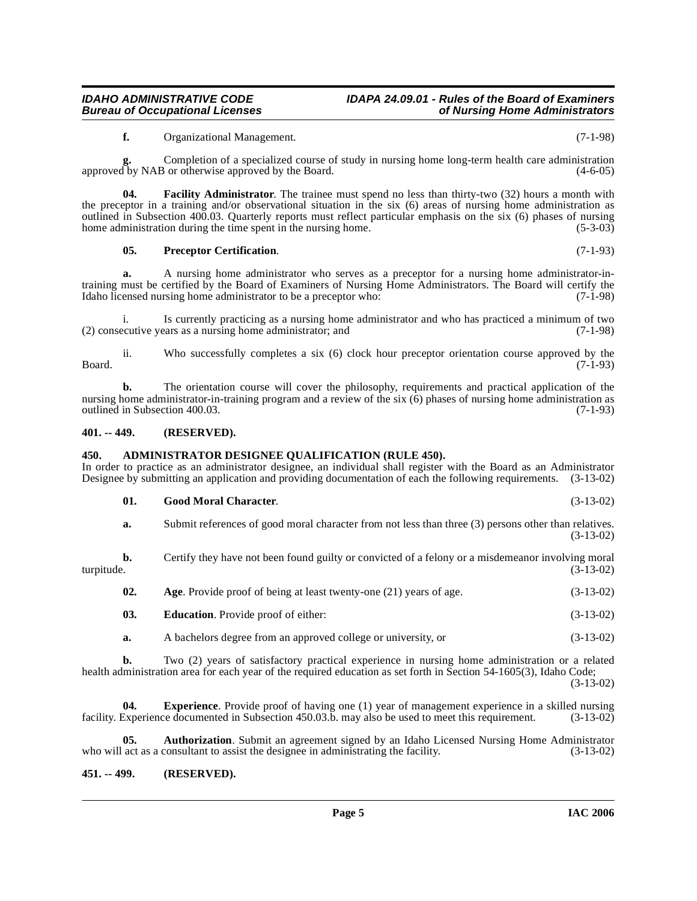**f.** Organizational Management. (7-1-98)

**g.** Completion of a specialized course of study in nursing home long-term health care administration approved by NAB or otherwise approved by the Board. (4-6-05)

**04. Facility Administrator**. The trainee must spend no less than thirty-two (32) hours a month with the preceptor in a training and/or observational situation in the six (6) areas of nursing home administration as outlined in Subsection 400.03. Quarterly reports must reflect particular emphasis on the six (6) phases of nursing home administration during the time spent in the nursing home. (5-3-03)

**05. Preceptor Certification**. (7-1-93)

**a.** A nursing home administrator who serves as a preceptor for a nursing home administrator-in-training must be certified by the Board of Examiners of Nursing Home Administrators. The Board will certify the Idaho licensed nursing home administrator to be a preceptor who: (7-1-98)

i. Is currently practicing as a nursing home administrator and who has practiced a minimum of two (2) consecutive years as a nursing home administrator; and (7-1-98)

ii. Who successfully completes a six (6) clock hour preceptor orientation course approved by the Board. (7-1-93)

**b.** The orientation course will cover the philosophy, requirements and practical application of the nursing home administrator-in-training program and a review of the six (6) phases of nursing home administration as outlined in Subsection 400.03. (7-1-93)

## 401. -- 449. (RESERVED).

## 450. ADMINISTRATOR DESIGNEE QUALIFICATION (RULE 450).

In order to practice as an administrator designee, an individual shall register with the Board as an Administrator Designee by submitting an application and providing documentation of each the following requirements. (3-13-02)

**01. Good Moral Character**. (3-13-02)

**a.** Submit references of good moral character from not less than three (3) persons other than relatives. (3-13-02)

**b.** Certify they have not been found guilty or convicted of a felony or a misdemeanor involving moral turpitude. (3-13-02)

**02. Age**. Provide proof of being at least twenty-one (21) years of age. (3-13-02)

**03. Education**. Provide proof of either: (3-13-02)

**a.** A bachelors degree from an approved college or university, or (3-13-02)

**b.** Two (2) years of satisfactory practical experience in nursing home administration or a related health administration area for each year of the required education as set forth in Section 54-1605(3), Idaho Code; (3-13-02)

**04. Experience**. Provide proof of having one (1) year of management experience in a skilled nursing facility. Experience documented in Subsection 450.03.b. may also be used to meet this requirement. (3-13-02)

**05. Authorization**. Submit an agreement signed by an Idaho Licensed Nursing Home Administrator who will act as a consultant to assist the designee in administrating the facility. (3-13-02)

## 451. -- 499. (RESERVED).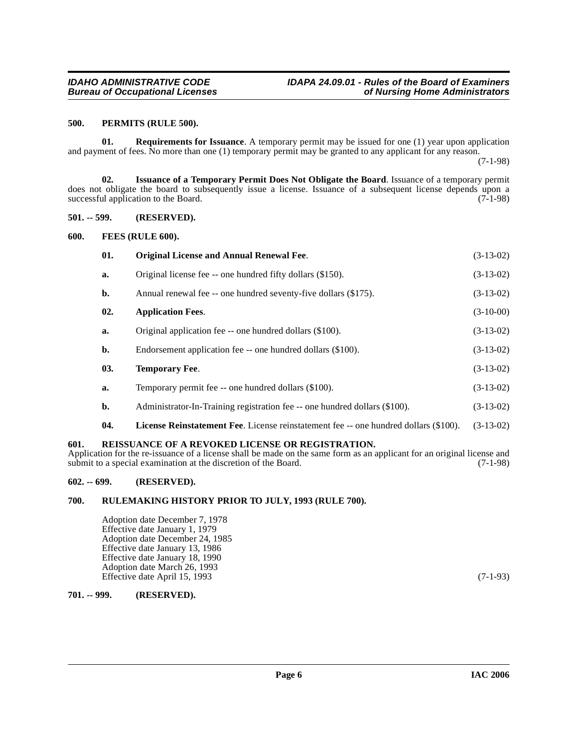## 500. PERMITS (RULE 500).

**01. Requirements for Issuance**. A temporary permit may be issued for one (1) year upon application and payment of fees. No more than one (1) temporary permit may be granted to any applicant for any reason. (7-1-98)

**02. Issuance of a Temporary Permit Does Not Obligate the Board**. Issuance of a temporary permit does not obligate the board to subsequently issue a license. Issuance of a subsequent license depends upon a successful application to the Board. (7-1-98)

## 501. -- 599. (RESERVED).

## 600. FEES (RULE 600).

**01. Original License and Annual Renewal Fee**. (3-13-02)

a. Original license fee -- one hundred fifty dollars ($150). (3-13-02)

b. Annual renewal fee -- one hundred seventy-five dollars ($175). (3-13-02)

**02. Application Fees**. (3-10-00)

a. Original application fee -- one hundred dollars ($100). (3-13-02)

b. Endorsement application fee -- one hundred dollars ($100). (3-13-02)

**03. Temporary Fee**. (3-13-02)

a. Temporary permit fee -- one hundred dollars ($100). (3-13-02)

b. Administrator-In-Training registration fee -- one hundred dollars ($100). (3-13-02)

**04. License Reinstatement Fee**. License reinstatement fee -- one hundred dollars ($100). (3-13-02)

## 601. REISSUANCE OF A REVOKED LICENSE OR REGISTRATION.

Application for the re-issuance of a license shall be made on the same form as an applicant for an original license and submit to a special examination at the discretion of the Board. (7-1-98)

## 602. -- 699. (RESERVED).

## 700. RULEMAKING HISTORY PRIOR TO JULY, 1993 (RULE 700).

Adoption date December 7, 1978
Effective date January 1, 1979
Adoption date December 24, 1985
Effective date January 13, 1986
Effective date January 18, 1990
Adoption date March 26, 1993
Effective date April 15, 1993 (7-1-93)

## 701. -- 999. (RESERVED).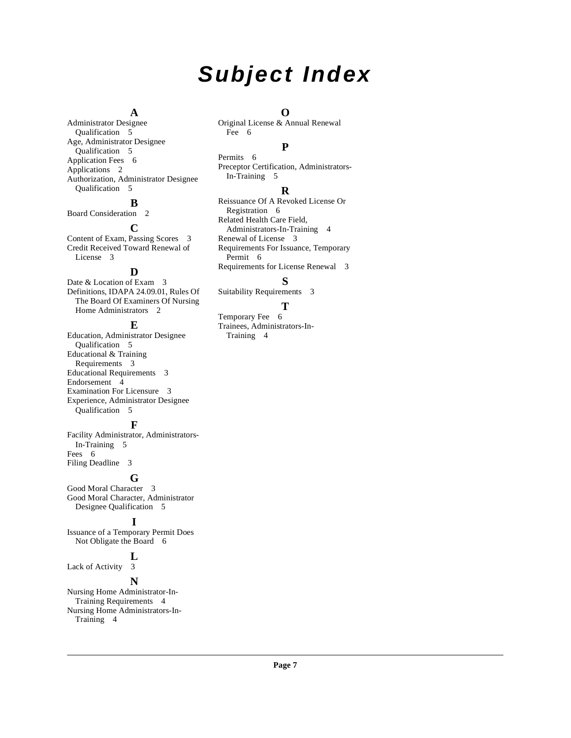# Subject Index

**A**

Administrator Designee Qualification 5
Age, Administrator Designee Qualification 5
Application Fees 6
Applications 2
Authorization, Administrator Designee Qualification 5

**B**

Board Consideration 2

**C**

Content of Exam, Passing Scores 3
Credit Received Toward Renewal of License 3

**D**

Date & Location of Exam 3
Definitions, IDAPA 24.09.01, Rules Of The Board Of Examiners Of Nursing Home Administrators 2

**E**

Education, Administrator Designee Qualification 5
Educational & Training Requirements 3
Educational Requirements 3
Endorsement 4
Examination For Licensure 3
Experience, Administrator Designee Qualification 5

**F**

Facility Administrator, Administrators-In-Training 5
Fees 6
Filing Deadline 3

**G**

Good Moral Character 3
Good Moral Character, Administrator Designee Qualification 5

**I**

Issuance of a Temporary Permit Does Not Obligate the Board 6

**L**

Lack of Activity 3

**N**

Nursing Home Administrator-In-Training Requirements 4
Nursing Home Administrators-In-Training 4

**O**

Original License & Annual Renewal Fee 6

**P**

Permits 6
Preceptor Certification, Administrators-In-Training 5

**R**

Reissuance Of A Revoked License Or Registration 6
Related Health Care Field, Administrators-In-Training 4
Renewal of License 3
Requirements For Issuance, Temporary Permit 6
Requirements for License Renewal 3

**S**

Suitability Requirements 3

**T**

Temporary Fee 6
Trainees, Administrators-In-Training 4